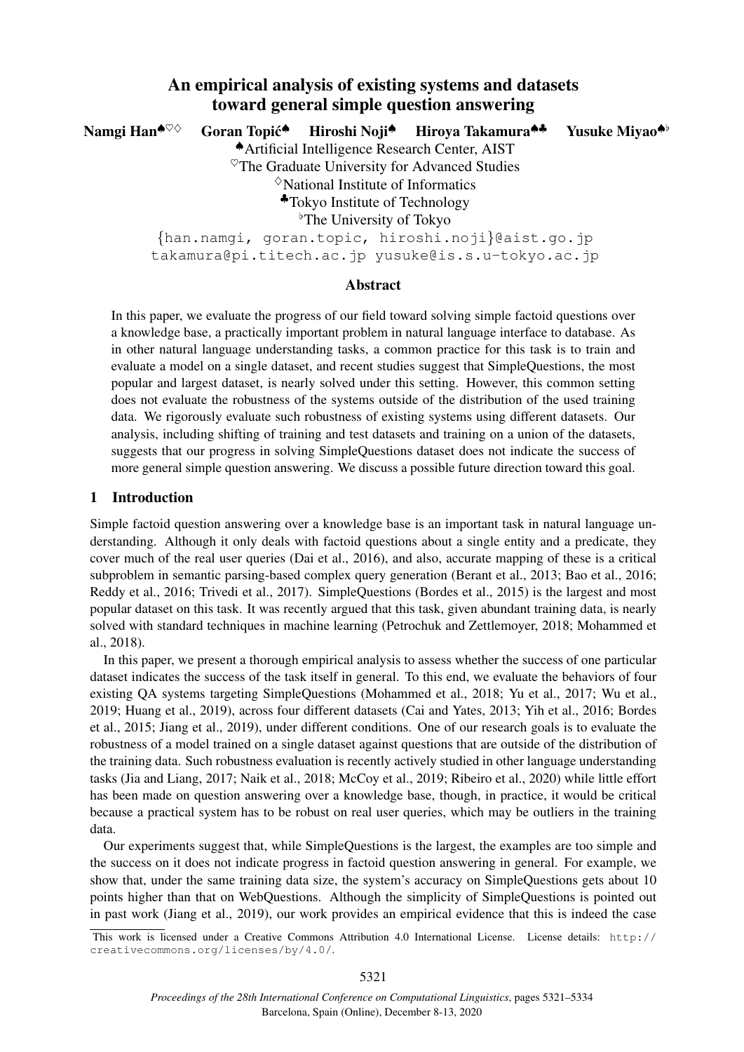# An empirical analysis of existing systems and datasets toward general simple question answering

**Namgi Han**[♠♡◇] **Goran Topić**[♠] **Hiroshi Noji**[♠] **Hiroya Takamura**[♠♣] **Yusuke Miyao**[♠♭]

[♠]Artificial Intelligence Research Center, AIST
[♡]The Graduate University for Advanced Studies
[◇]National Institute of Informatics
[♣]Tokyo Institute of Technology
[♭]The University of Tokyo

{han.namgi, goran.topic, hiroshi.noji}@aist.go.jp
takamura@pi.titech.ac.jp yusuke@is.s.u-tokyo.ac.jp

## Abstract

In this paper, we evaluate the progress of our field toward solving simple factoid questions over a knowledge base, a practically important problem in natural language interface to database. As in other natural language understanding tasks, a common practice for this task is to train and evaluate a model on a single dataset, and recent studies suggest that SimpleQuestions, the most popular and largest dataset, is nearly solved under this setting. However, this common setting does not evaluate the robustness of the systems outside of the distribution of the used training data. We rigorously evaluate such robustness of existing systems using different datasets. Our analysis, including shifting of training and test datasets and training on a union of the datasets, suggests that our progress in solving SimpleQuestions dataset does not indicate the success of more general simple question answering. We discuss a possible future direction toward this goal.

## 1 Introduction

Simple factoid question answering over a knowledge base is an important task in natural language understanding. Although it only deals with factoid questions about a single entity and a predicate, they cover much of the real user queries (Dai et al., 2016), and also, accurate mapping of these is a critical subproblem in semantic parsing-based complex query generation (Berant et al., 2013; Bao et al., 2016; Reddy et al., 2016; Trivedi et al., 2017). SimpleQuestions (Bordes et al., 2015) is the largest and most popular dataset on this task. It was recently argued that this task, given abundant training data, is nearly solved with standard techniques in machine learning (Petrochuk and Zettlemoyer, 2018; Mohammed et al., 2018).

In this paper, we present a thorough empirical analysis to assess whether the success of one particular dataset indicates the success of the task itself in general. To this end, we evaluate the behaviors of four existing QA systems targeting SimpleQuestions (Mohammed et al., 2018; Yu et al., 2017; Wu et al., 2019; Huang et al., 2019), across four different datasets (Cai and Yates, 2013; Yih et al., 2016; Bordes et al., 2015; Jiang et al., 2019), under different conditions. One of our research goals is to evaluate the robustness of a model trained on a single dataset against questions that are outside of the distribution of the training data. Such robustness evaluation is recently actively studied in other language understanding tasks (Jia and Liang, 2017; Naik et al., 2018; McCoy et al., 2019; Ribeiro et al., 2020) while little effort has been made on question answering over a knowledge base, though, in practice, it would be critical because a practical system has to be robust on real user queries, which may be outliers in the training data.

Our experiments suggest that, while SimpleQuestions is the largest, the examples are too simple and the success on it does not indicate progress in factoid question answering in general. For example, we show that, under the same training data size, the system's accuracy on SimpleQuestions gets about 10 points higher than that on WebQuestions. Although the simplicity of SimpleQuestions is pointed out in past work (Jiang et al., 2019), our work provides an empirical evidence that this is indeed the case

This work is licensed under a Creative Commons Attribution 4.0 International License. License details: http://creativecommons.org/licenses/by/4.0/.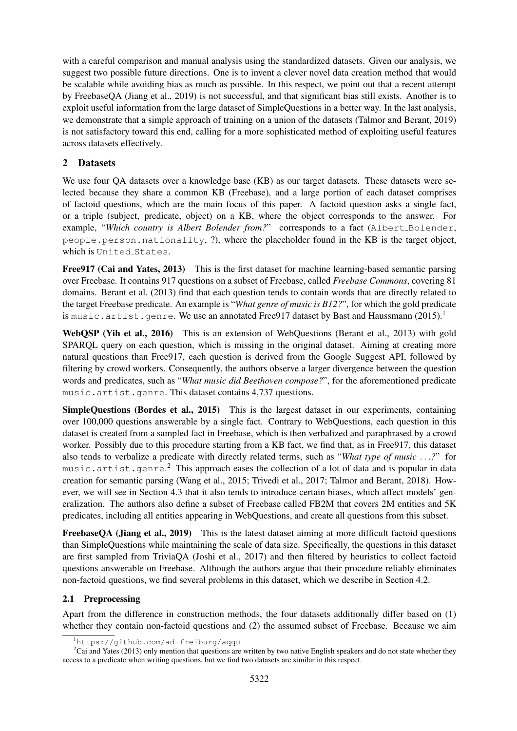with a careful comparison and manual analysis using the standardized datasets. Given our analysis, we suggest two possible future directions. One is to invent a clever novel data creation method that would be scalable while avoiding bias as much as possible. In this respect, we point out that a recent attempt by FreebaseQA (Jiang et al., 2019) is not successful, and that significant bias still exists. Another is to exploit useful information from the large dataset of SimpleQuestions in a better way. In the last analysis, we demonstrate that a simple approach of training on a union of the datasets (Talmor and Berant, 2019) is not satisfactory toward this end, calling for a more sophisticated method of exploiting useful features across datasets effectively.

## 2 Datasets

We use four QA datasets over a knowledge base (KB) as our target datasets. These datasets were selected because they share a common KB (Freebase), and a large portion of each dataset comprises of factoid questions, which are the main focus of this paper. A factoid question asks a single fact, or a triple (subject, predicate, object) on a KB, where the object corresponds to the answer. For example, "*Which country is Albert Bolender from?*" corresponds to a fact (`Albert_Bolender`, `people.person.nationality`, ?), where the placeholder found in the KB is the target object, which is `United_States`.

**Free917 (Cai and Yates, 2013)** This is the first dataset for machine learning-based semantic parsing over Freebase. It contains 917 questions on a subset of Freebase, called *Freebase Commons*, covering 81 domains. Berant et al. (2013) find that each question tends to contain words that are directly related to the target Freebase predicate. An example is "*What genre of music is B12?*", for which the gold predicate is `music.artist.genre`. We use an annotated Free917 dataset by Bast and Haussmann (2015).[1]

**WebQSP (Yih et al., 2016)** This is an extension of WebQuestions (Berant et al., 2013) with gold SPARQL query on each question, which is missing in the original dataset. Aiming at creating more natural questions than Free917, each question is derived from the Google Suggest API, followed by filtering by crowd workers. Consequently, the authors observe a larger divergence between the question words and predicates, such as "*What music did Beethoven compose?*", for the aforementioned predicate `music.artist.genre`. This dataset contains 4,737 questions.

**SimpleQuestions (Bordes et al., 2015)** This is the largest dataset in our experiments, containing over 100,000 questions answerable by a single fact. Contrary to WebQuestions, each question in this dataset is created from a sampled fact in Freebase, which is then verbalized and paraphrased by a crowd worker. Possibly due to this procedure starting from a KB fact, we find that, as in Free917, this dataset also tends to verbalize a predicate with directly related terms, such as "*What type of music ...?*" for `music.artist.genre`.[2] This approach eases the collection of a lot of data and is popular in data creation for semantic parsing (Wang et al., 2015; Trivedi et al., 2017; Talmor and Berant, 2018). However, we will see in Section 4.3 that it also tends to introduce certain biases, which affect models' generalization. The authors also define a subset of Freebase called FB2M that covers 2M entities and 5K predicates, including all entities appearing in WebQuestions, and create all questions from this subset.

**FreebaseQA (Jiang et al., 2019)** This is the latest dataset aiming at more difficult factoid questions than SimpleQuestions while maintaining the scale of data size. Specifically, the questions in this dataset are first sampled from TriviaQA (Joshi et al., 2017) and then filtered by heuristics to collect factoid questions answerable on Freebase. Although the authors argue that their procedure reliably eliminates non-factoid questions, we find several problems in this dataset, which we describe in Section 4.2.

### 2.1 Preprocessing

Apart from the difference in construction methods, the four datasets additionally differ based on (1) whether they contain non-factoid questions and (2) the assumed subset of Freebase. Because we aim

[1] https://github.com/ad-freiburg/aqqu

[2] Cai and Yates (2013) only mention that questions are written by two native English speakers and do not state whether they access to a predicate when writing questions, but we find two datasets are similar in this respect.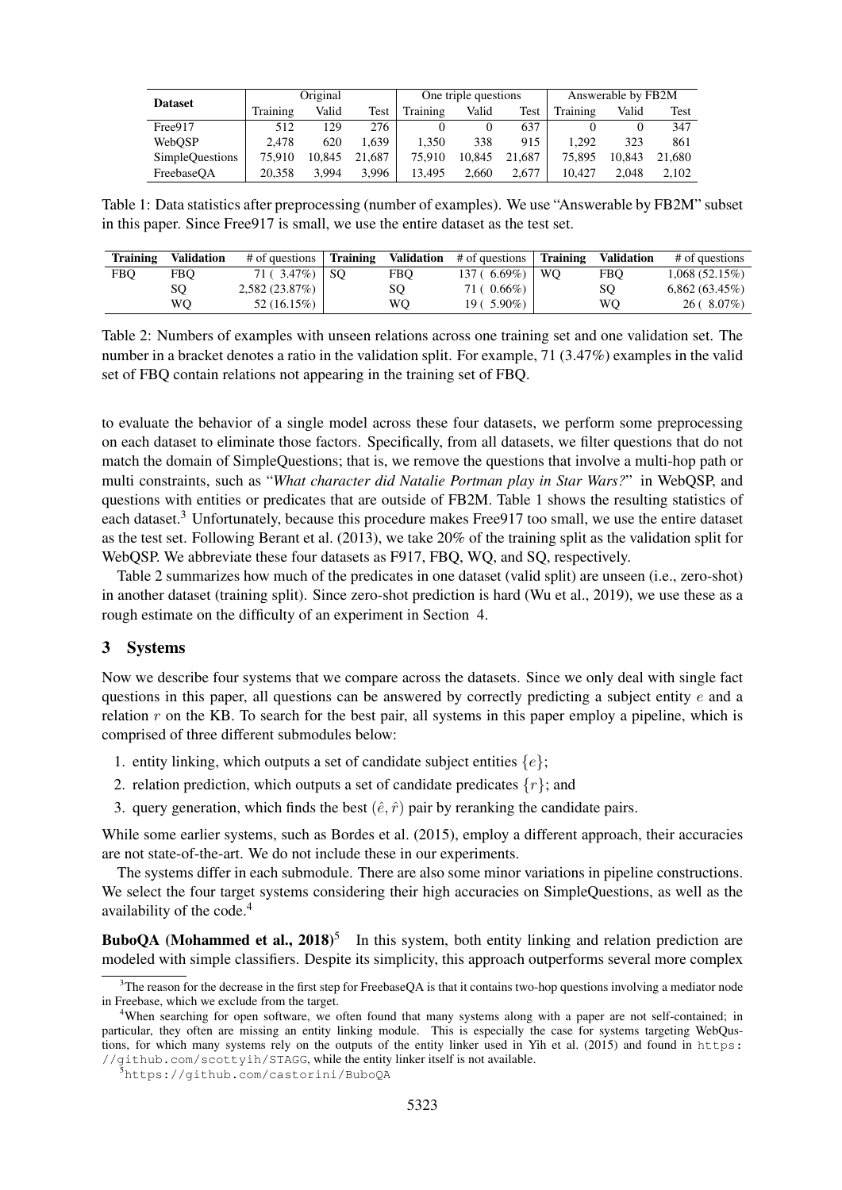| Dataset | Original | | | One triple questions | | | Answerable by FB2M | | |
|---|---|---|---|---|---|---|---|---|---|
| | Training | Valid | Test | Training | Valid | Test | Training | Valid | Test |
| Free917 | 512 | 129 | 276 | 0 | 0 | 637 | 0 | 0 | 347 |
| WebQSP | 2,478 | 620 | 1,639 | 1,350 | 338 | 915 | 1,292 | 323 | 861 |
| SimpleQuestions | 75,910 | 10,845 | 21,687 | 75,910 | 10,845 | 21,687 | 75,895 | 10,843 | 21,680 |
| FreebaseQA | 20,358 | 3,994 | 3,996 | 13,495 | 2,660 | 2,677 | 10,427 | 2,048 | 2,102 |

Table 1: Data statistics after preprocessing (number of examples). We use "Answerable by FB2M" subset in this paper. Since Free917 is small, we use the entire dataset as the test set.

| Training | Validation | # of questions | Training | Validation | # of questions | Training | Validation | # of questions |
|---|---|---|---|---|---|---|---|---|
| FBQ | FBQ | 71 ( 3.47%) | SQ | FBQ | 137 ( 6.69%) | WQ | FBQ | 1,068 (52.15%) |
| | SQ | 2,582 (23.87%) | | SQ | 71 ( 0.66%) | | SQ | 6,862 (63.45%) |
| | WQ | 52 (16.15%) | | WQ | 19 ( 5.90%) | | WQ | 26 ( 8.07%) |

Table 2: Numbers of examples with unseen relations across one training set and one validation set. The number in a bracket denotes a ratio in the validation split. For example, 71 (3.47%) examples in the valid set of FBQ contain relations not appearing in the training set of FBQ.

to evaluate the behavior of a single model across these four datasets, we perform some preprocessing on each dataset to eliminate those factors. Specifically, from all datasets, we filter questions that do not match the domain of SimpleQuestions; that is, we remove the questions that involve a multi-hop path or multi constraints, such as "*What character did Natalie Portman play in Star Wars?*" in WebQSP, and questions with entities or predicates that are outside of FB2M. Table 1 shows the resulting statistics of each dataset.[3] Unfortunately, because this procedure makes Free917 too small, we use the entire dataset as the test set. Following Berant et al. (2013), we take 20% of the training split as the validation split for WebQSP. We abbreviate these four datasets as F917, FBQ, WQ, and SQ, respectively.

Table 2 summarizes how much of the predicates in one dataset (valid split) are unseen (i.e., zero-shot) in another dataset (training split). Since zero-shot prediction is hard (Wu et al., 2019), we use these as a rough estimate on the difficulty of an experiment in Section 4.

## 3 Systems

Now we describe four systems that we compare across the datasets. Since we only deal with single fact questions in this paper, all questions can be answered by correctly predicting a subject entity $e$ and a relation $r$ on the KB. To search for the best pair, all systems in this paper employ a pipeline, which is comprised of three different submodules below:

1. entity linking, which outputs a set of candidate subject entities $\{e\}$;
2. relation prediction, which outputs a set of candidate predicates $\{r\}$; and
3. query generation, which finds the best $(\hat{e}, \hat{r})$ pair by reranking the candidate pairs.

While some earlier systems, such as Bordes et al. (2015), employ a different approach, their accuracies are not state-of-the-art. We do not include these in our experiments.

The systems differ in each submodule. There are also some minor variations in pipeline constructions. We select the four target systems considering their high accuracies on SimpleQuestions, as well as the availability of the code.[4]

**BuboQA (Mohammed et al., 2018)**[5] In this system, both entity linking and relation prediction are modeled with simple classifiers. Despite its simplicity, this approach outperforms several more complex

[3] The reason for the decrease in the first step for FreebaseQA is that it contains two-hop questions involving a mediator node in Freebase, which we exclude from the target.

[4] When searching for open software, we often found that many systems along with a paper are not self-contained; in particular, they often are missing an entity linking module. This is especially the case for systems targeting WebQustions, for which many systems rely on the outputs of the entity linker used in Yih et al. (2015) and found in `https://github.com/scottyih/STAGG`, while the entity linker itself is not available.

[5] `https://github.com/castorini/BuboQA`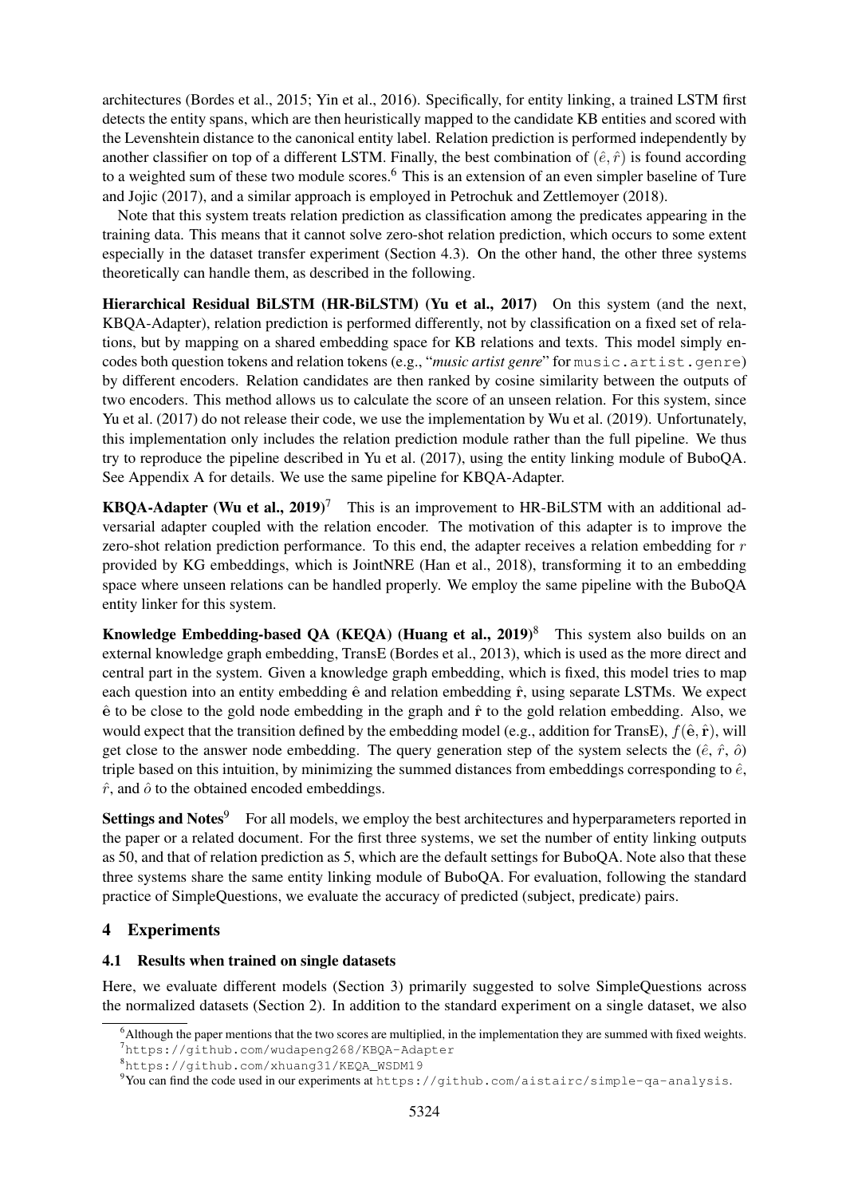architectures (Bordes et al., 2015; Yin et al., 2016). Specifically, for entity linking, a trained LSTM first detects the entity spans, which are then heuristically mapped to the candidate KB entities and scored with the Levenshtein distance to the canonical entity label. Relation prediction is performed independently by another classifier on top of a different LSTM. Finally, the best combination of $(\hat{e}, \hat{r})$ is found according to a weighted sum of these two module scores.[6] This is an extension of an even simpler baseline of Ture and Jojic (2017), and a similar approach is employed in Petrochuk and Zettlemoyer (2018).

Note that this system treats relation prediction as classification among the predicates appearing in the training data. This means that it cannot solve zero-shot relation prediction, which occurs to some extent especially in the dataset transfer experiment (Section 4.3). On the other hand, the other three systems theoretically can handle them, as described in the following.

**Hierarchical Residual BiLSTM (HR-BiLSTM) (Yu et al., 2017)** On this system (and the next, KBQA-Adapter), relation prediction is performed differently, not by classification on a fixed set of relations, but by mapping on a shared embedding space for KB relations and texts. This model simply encodes both question tokens and relation tokens (e.g., "*music artist genre*" for `music.artist.genre`) by different encoders. Relation candidates are then ranked by cosine similarity between the outputs of two encoders. This method allows us to calculate the score of an unseen relation. For this system, since Yu et al. (2017) do not release their code, we use the implementation by Wu et al. (2019). Unfortunately, this implementation only includes the relation prediction module rather than the full pipeline. We thus try to reproduce the pipeline described in Yu et al. (2017), using the entity linking module of BuboQA. See Appendix A for details. We use the same pipeline for KBQA-Adapter.

**KBQA-Adapter (Wu et al., 2019)**[7] This is an improvement to HR-BiLSTM with an additional adversarial adapter coupled with the relation encoder. The motivation of this adapter is to improve the zero-shot relation prediction performance. To this end, the adapter receives a relation embedding for $r$ provided by KG embeddings, which is JointNRE (Han et al., 2018), transforming it to an embedding space where unseen relations can be handled properly. We employ the same pipeline with the BuboQA entity linker for this system.

**Knowledge Embedding-based QA (KEQA) (Huang et al., 2019)**[8] This system also builds on an external knowledge graph embedding, TransE (Bordes et al., 2013), which is used as the more direct and central part in the system. Given a knowledge graph embedding, which is fixed, this model tries to map each question into an entity embedding $\hat{\mathbf{e}}$ and relation embedding $\hat{\mathbf{r}}$, using separate LSTMs. We expect $\hat{\mathbf{e}}$ to be close to the gold node embedding in the graph and $\hat{\mathbf{r}}$ to the gold relation embedding. Also, we would expect that the transition defined by the embedding model (e.g., addition for TransE), $f(\hat{\mathbf{e}}, \hat{\mathbf{r}})$, will get close to the answer node embedding. The query generation step of the system selects the $(\hat{e}, \hat{r}, \hat{o})$ triple based on this intuition, by minimizing the summed distances from embeddings corresponding to $\hat{e}$, $\hat{r}$, and $\hat{o}$ to the obtained encoded embeddings.

**Settings and Notes**[9] For all models, we employ the best architectures and hyperparameters reported in the paper or a related document. For the first three systems, we set the number of entity linking outputs as 50, and that of relation prediction as 5, which are the default settings for BuboQA. Note also that these three systems share the same entity linking module of BuboQA. For evaluation, following the standard practice of SimpleQuestions, we evaluate the accuracy of predicted (subject, predicate) pairs.

## 4 Experiments

### 4.1 Results when trained on single datasets

Here, we evaluate different models (Section 3) primarily suggested to solve SimpleQuestions across the normalized datasets (Section 2). In addition to the standard experiment on a single dataset, we also

[6] Although the paper mentions that the two scores are multiplied, in the implementation they are summed with fixed weights.

[7] https://github.com/wudapeng268/KBQA-Adapter

[8] https://github.com/xhuang31/KEQA_WSDM19

[9] You can find the code used in our experiments at https://github.com/aistairc/simple-qa-analysis.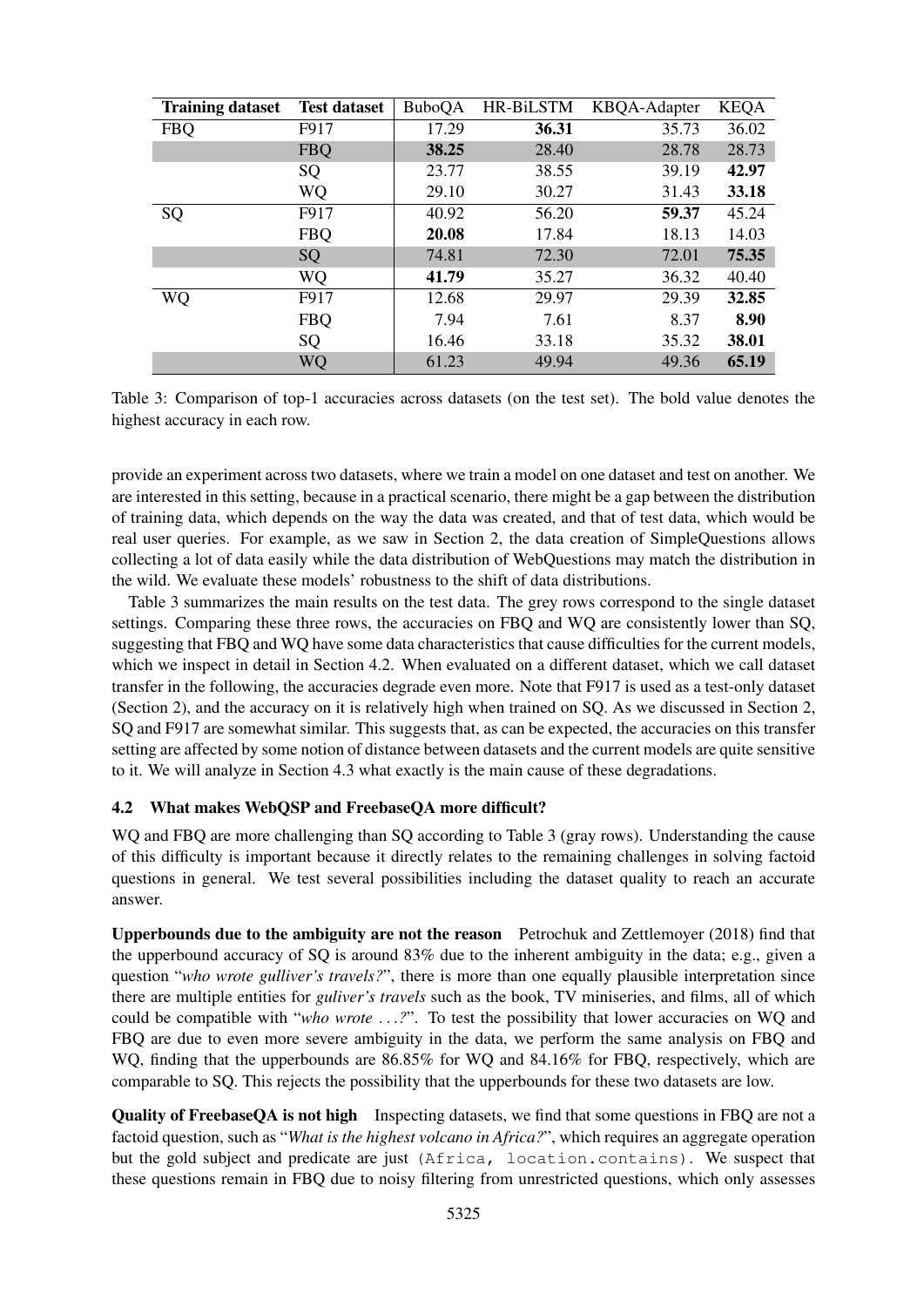| Training dataset | Test dataset | BuboQA | HR-BiLSTM | KBQA-Adapter | KEQA |
|---|---|---|---|---|---|
| FBQ | F917 | 17.29 | **36.31** | 35.73 | 36.02 |
| | FBQ | **38.25** | 28.40 | 28.78 | 28.73 |
| | SQ | 23.77 | 38.55 | 39.19 | **42.97** |
| | WQ | 29.10 | 30.27 | 31.43 | **33.18** |
| SQ | F917 | 40.92 | 56.20 | **59.37** | 45.24 |
| | FBQ | **20.08** | 17.84 | 18.13 | 14.03 |
| | SQ | 74.81 | 72.30 | 72.01 | **75.35** |
| | WQ | **41.79** | 35.27 | 36.32 | 40.40 |
| WQ | F917 | 12.68 | 29.97 | 29.39 | **32.85** |
| | FBQ | 7.94 | 7.61 | 8.37 | **8.90** |
| | SQ | 16.46 | 33.18 | 35.32 | **38.01** |
| | WQ | 61.23 | 49.94 | 49.36 | **65.19** |

Table 3: Comparison of top-1 accuracies across datasets (on the test set). The bold value denotes the highest accuracy in each row.

provide an experiment across two datasets, where we train a model on one dataset and test on another. We are interested in this setting, because in a practical scenario, there might be a gap between the distribution of training data, which depends on the way the data was created, and that of test data, which would be real user queries. For example, as we saw in Section 2, the data creation of SimpleQuestions allows collecting a lot of data easily while the data distribution of WebQuestions may match the distribution in the wild. We evaluate these models' robustness to the shift of data distributions.

Table 3 summarizes the main results on the test data. The grey rows correspond to the single dataset settings. Comparing these three rows, the accuracies on FBQ and WQ are consistently lower than SQ, suggesting that FBQ and WQ have some data characteristics that cause difficulties for the current models, which we inspect in detail in Section 4.2. When evaluated on a different dataset, which we call dataset transfer in the following, the accuracies degrade even more. Note that F917 is used as a test-only dataset (Section 2), and the accuracy on it is relatively high when trained on SQ. As we discussed in Section 2, SQ and F917 are somewhat similar. This suggests that, as can be expected, the accuracies on this transfer setting are affected by some notion of distance between datasets and the current models are quite sensitive to it. We will analyze in Section 4.3 what exactly is the main cause of these degradations.

### 4.2 What makes WebQSP and FreebaseQA more difficult?

WQ and FBQ are more challenging than SQ according to Table 3 (gray rows). Understanding the cause of this difficulty is important because it directly relates to the remaining challenges in solving factoid questions in general. We test several possibilities including the dataset quality to reach an accurate answer.

**Upperbounds due to the ambiguity are not the reason** Petrochuk and Zettlemoyer (2018) find that the upperbound accuracy of SQ is around 83% due to the inherent ambiguity in the data; e.g., given a question "*who wrote gulliver's travels?*", there is more than one equally plausible interpretation since there are multiple entities for *gulliver's travels* such as the book, TV miniseries, and films, all of which could be compatible with "*who wrote ...?*". To test the possibility that lower accuracies on WQ and FBQ are due to even more severe ambiguity in the data, we perform the same analysis on FBQ and WQ, finding that the upperbounds are 86.85% for WQ and 84.16% for FBQ, respectively, which are comparable to SQ. This rejects the possibility that the upperbounds for these two datasets are low.

**Quality of FreebaseQA is not high** Inspecting datasets, we find that some questions in FBQ are not a factoid question, such as "*What is the highest volcano in Africa?*", which requires an aggregate operation but the gold subject and predicate are just `(Africa, location.contains)`. We suspect that these questions remain in FBQ due to noisy filtering from unrestricted questions, which only assesses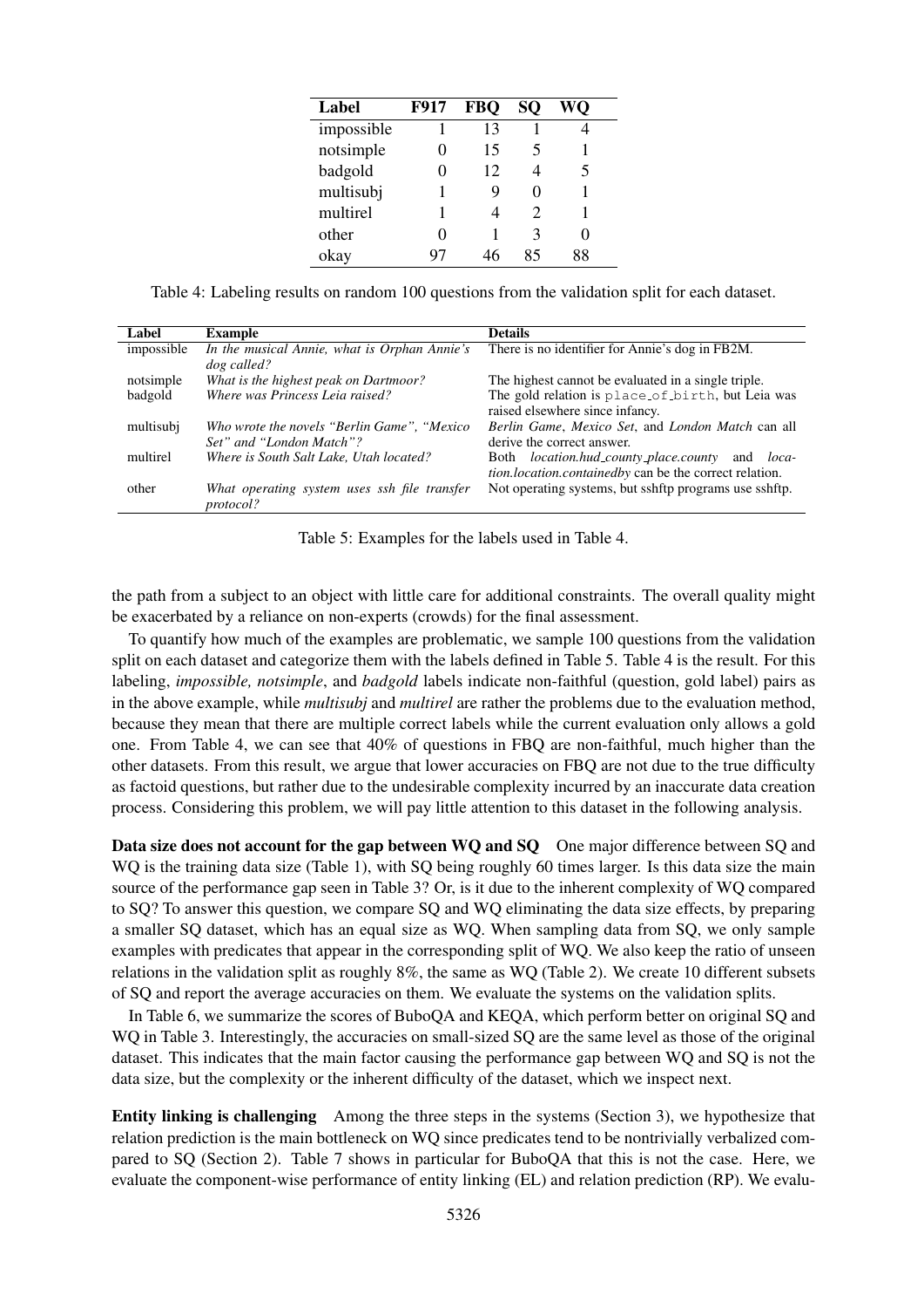| Label | F917 | FBQ | SQ | WQ |
|---|---|---|---|---|
| impossible | 1 | 13 | 1 | 4 |
| notsimple | 0 | 15 | 5 | 1 |
| badgold | 0 | 12 | 4 | 5 |
| multisubj | 1 | 9 | 0 | 1 |
| multirel | 1 | 4 | 2 | 1 |
| other | 0 | 1 | 3 | 0 |
| okay | 97 | 46 | 85 | 88 |

Table 4: Labeling results on random 100 questions from the validation split for each dataset.

| Label | Example | Details |
|---|---|---|
| impossible | *In the musical Annie, what is Orphan Annie's dog called?* | There is no identifier for Annie's dog in FB2M. |
| notsimple | *What is the highest peak on Dartmoor?* | The highest cannot be evaluated in a single triple. |
| badgold | *Where was Princess Leia raised?* | The gold relation is `place_of_birth`, but Leia was raised elsewhere since infancy. |
| multisubj | *Who wrote the novels "Berlin Game", "Mexico Set" and "London Match"?* | *Berlin Game*, *Mexico Set*, and *London Match* can all derive the correct answer. |
| multirel | *Where is South Salt Lake, Utah located?* | Both *location.hud_county_place.county* and *location.location.containedby* can be the correct relation. |
| other | *What operating system uses ssh file transfer protocol?* | Not operating systems, but sshftp programs use sshftp. |

Table 5: Examples for the labels used in Table 4.

the path from a subject to an object with little care for additional constraints. The overall quality might be exacerbated by a reliance on non-experts (crowds) for the final assessment.

To quantify how much of the examples are problematic, we sample 100 questions from the validation split on each dataset and categorize them with the labels defined in Table 5. Table 4 is the result. For this labeling, *impossible, notsimple*, and *badgold* labels indicate non-faithful (question, gold label) pairs as in the above example, while *multisubj* and *multirel* are rather the problems due to the evaluation method, because they mean that there are multiple correct labels while the current evaluation only allows a gold one. From Table 4, we can see that 40% of questions in FBQ are non-faithful, much higher than the other datasets. From this result, we argue that lower accuracies on FBQ are not due to the true difficulty as factoid questions, but rather due to the undesirable complexity incurred by an inaccurate data creation process. Considering this problem, we will pay little attention to this dataset in the following analysis.

**Data size does not account for the gap between WQ and SQ** One major difference between SQ and WQ is the training data size (Table 1), with SQ being roughly 60 times larger. Is this data size the main source of the performance gap seen in Table 3? Or, is it due to the inherent complexity of WQ compared to SQ? To answer this question, we compare SQ and WQ eliminating the data size effects, by preparing a smaller SQ dataset, which has an equal size as WQ. When sampling data from SQ, we only sample examples with predicates that appear in the corresponding split of WQ. We also keep the ratio of unseen relations in the validation split as roughly 8%, the same as WQ (Table 2). We create 10 different subsets of SQ and report the average accuracies on them. We evaluate the systems on the validation splits.

In Table 6, we summarize the scores of BuboQA and KEQA, which perform better on original SQ and WQ in Table 3. Interestingly, the accuracies on small-sized SQ are the same level as those of the original dataset. This indicates that the main factor causing the performance gap between WQ and SQ is not the data size, but the complexity or the inherent difficulty of the dataset, which we inspect next.

**Entity linking is challenging** Among the three steps in the systems (Section 3), we hypothesize that relation prediction is the main bottleneck on WQ since predicates tend to be nontrivially verbalized compared to SQ (Section 2). Table 7 shows in particular for BuboQA that this is not the case. Here, we evaluate the component-wise performance of entity linking (EL) and relation prediction (RP). We evalu-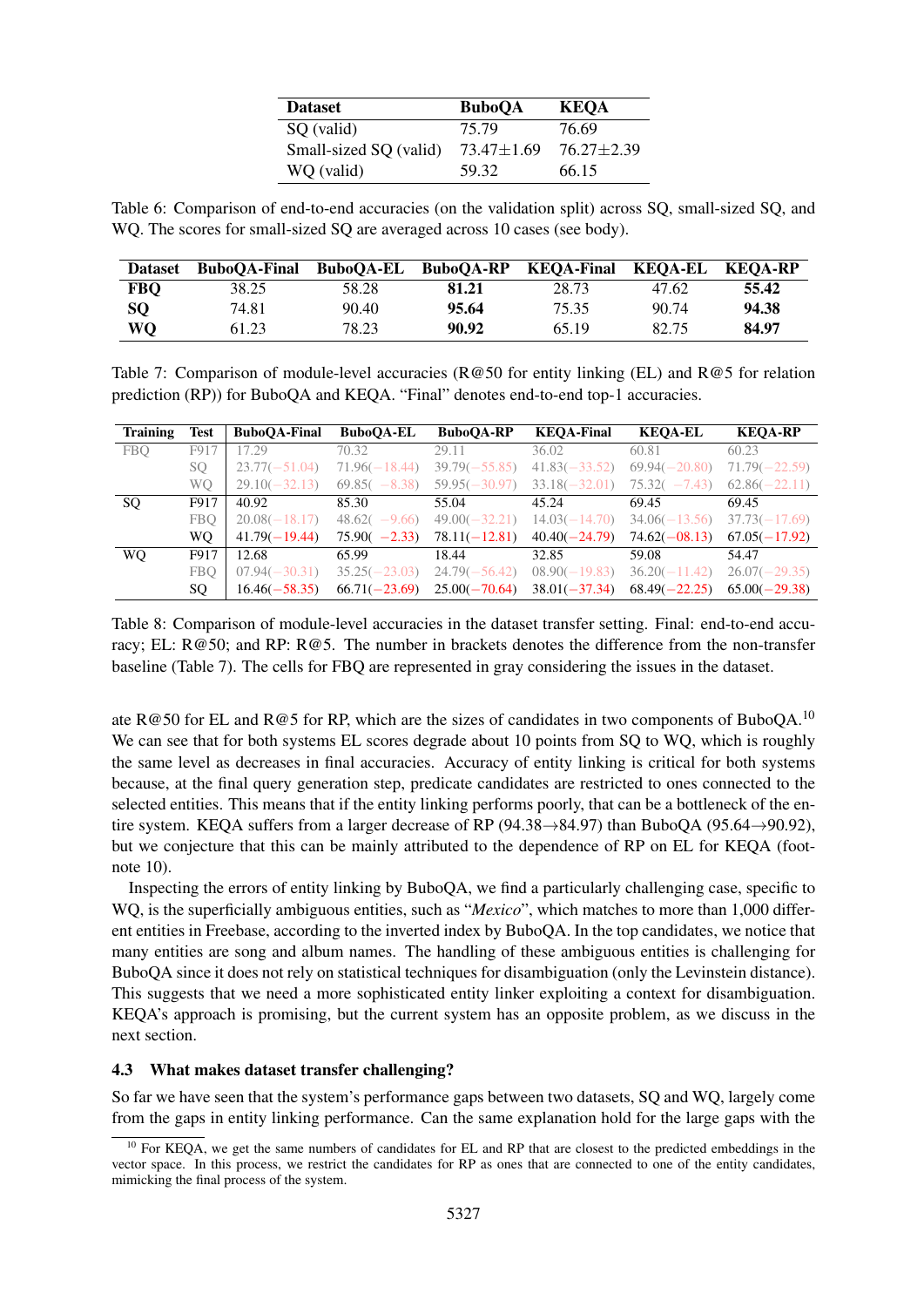| Dataset | BuboQA | KEQA |
|---|---|---|
| SQ (valid) | 75.79 | 76.69 |
| Small-sized SQ (valid) | 73.47±1.69 | 76.27±2.39 |
| WQ (valid) | 59.32 | 66.15 |

Table 6: Comparison of end-to-end accuracies (on the validation split) across SQ, small-sized SQ, and WQ. The scores for small-sized SQ are averaged across 10 cases (see body).

| Dataset | BuboQA-Final | BuboQA-EL | BuboQA-RP | KEQA-Final | KEQA-EL | KEQA-RP |
|---|---|---|---|---|---|---|
| **FBQ** | 38.25 | 58.28 | **81.21** | 28.73 | 47.62 | **55.42** |
| **SQ** | 74.81 | 90.40 | **95.64** | 75.35 | 90.74 | **94.38** |
| **WQ** | 61.23 | 78.23 | **90.92** | 65.19 | 82.75 | **84.97** |

Table 7: Comparison of module-level accuracies (R@50 for entity linking (EL) and R@5 for relation prediction (RP)) for BuboQA and KEQA. "Final" denotes end-to-end top-1 accuracies.

| Training | Test | BuboQA-Final | BuboQA-EL | BuboQA-RP | KEQA-Final | KEQA-EL | KEQA-RP |
|---|---|---|---|---|---|---|---|
| FBQ | F917 | 17.29 | 70.32 | 29.11 | 36.02 | 60.81 | 60.23 |
| | SQ | 23.77(−51.04) | 71.96(−18.44) | 39.79(−55.85) | 41.83(−33.52) | 69.94(−20.80) | 71.79(−22.59) |
| | WQ | 29.10(−32.13) | 69.85(−8.38) | 59.95(−30.97) | 33.18(−32.01) | 75.32(−7.43) | 62.86(−22.11) |
| SQ | F917 | 40.92 | 85.30 | 55.04 | 45.24 | 69.45 | 69.45 |
| | FBQ | 20.08(−18.17) | 48.62(−9.66) | 49.00(−32.21) | 14.03(−14.70) | 34.06(−13.56) | 37.73(−17.69) |
| | WQ | 41.79(−19.44) | 75.90(−2.33) | 78.11(−12.81) | 40.40(−24.79) | 74.62(−08.13) | 67.05(−17.92) |
| WQ | F917 | 12.68 | 65.99 | 18.44 | 32.85 | 59.08 | 54.47 |
| | FBQ | 07.94(−30.31) | 35.25(−23.03) | 24.79(−56.42) | 08.90(−19.83) | 36.20(−11.42) | 26.07(−29.35) |
| | SQ | 16.46(−58.35) | 66.71(−23.69) | 25.00(−70.64) | 38.01(−37.34) | 68.49(−22.25) | 65.00(−29.38) |

Table 8: Comparison of module-level accuracies in the dataset transfer setting. Final: end-to-end accuracy; EL: R@50; and RP: R@5. The number in brackets denotes the difference from the non-transfer baseline (Table 7). The cells for FBQ are represented in gray considering the issues in the dataset.

ate R@50 for EL and R@5 for RP, which are the sizes of candidates in two components of BuboQA.[10] We can see that for both systems EL scores degrade about 10 points from SQ to WQ, which is roughly the same level as decreases in final accuracies. Accuracy of entity linking is critical for both systems because, at the final query generation step, predicate candidates are restricted to ones connected to the selected entities. This means that if the entity linking performs poorly, that can be a bottleneck of the entire system. KEQA suffers from a larger decrease of RP (94.38→84.97) than BuboQA (95.64→90.92), but we conjecture that this can be mainly attributed to the dependence of RP on EL for KEQA (footnote 10).

Inspecting the errors of entity linking by BuboQA, we find a particularly challenging case, specific to WQ, is the superficially ambiguous entities, such as "*Mexico*", which matches to more than 1,000 different entities in Freebase, according to the inverted index by BuboQA. In the top candidates, we notice that many entities are song and album names. The handling of these ambiguous entities is challenging for BuboQA since it does not rely on statistical techniques for disambiguation (only the Levinstein distance). This suggests that we need a more sophisticated entity linker exploiting a context for disambiguation. KEQA's approach is promising, but the current system has an opposite problem, as we discuss in the next section.

### 4.3 What makes dataset transfer challenging?

So far we have seen that the system's performance gaps between two datasets, SQ and WQ, largely come from the gaps in entity linking performance. Can the same explanation hold for the large gaps with the

[10] For KEQA, we get the same numbers of candidates for EL and RP that are closest to the predicted embeddings in the vector space. In this process, we restrict the candidates for RP as ones that are connected to one of the entity candidates, mimicking the final process of the system.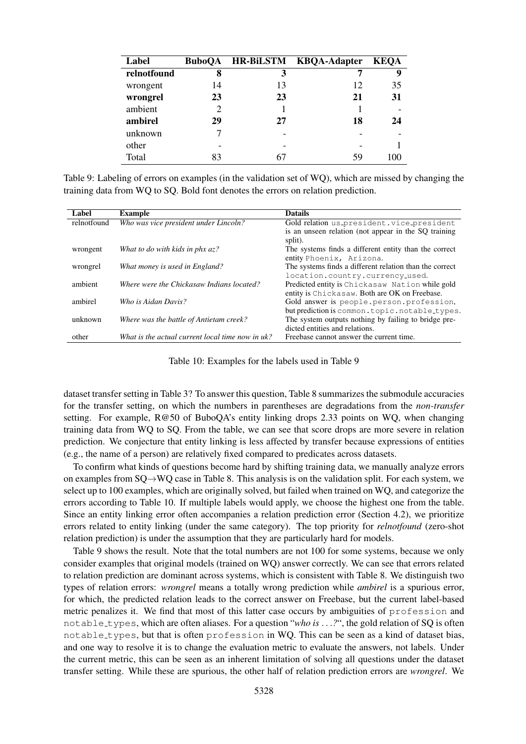| Label | BuboQA | HR-BiLSTM | KBQA-Adapter | KEQA |
|---|---|---|---|---|
| **relnotfound** | **8** | **3** | **7** | **9** |
| wrongent | 14 | 13 | 12 | 35 |
| **wrongrel** | **23** | **23** | **21** | **31** |
| ambient | 2 | 1 | 1 | - |
| **ambirel** | **29** | **27** | **18** | **24** |
| unknown | 7 | - | - | - |
| other | - | - | - | 1 |
| Total | 83 | 67 | 59 | 100 |

Table 9: Labeling of errors on examples (in the validation set of WQ), which are missed by changing the training data from WQ to SQ. Bold font denotes the errors on relation prediction.

| Label | Example | Datails |
|---|---|---|
| relnotfound | *Who was vice president under Lincoln?* | Gold relation `us_president.vice_president` is an unseen relation (not appear in the SQ training split). |
| wrongent | *What to do with kids in phx az?* | The systems finds a different entity than the correct entity `Phoenix, Arizona`. |
| wrongrel | *What money is used in England?* | The systems finds a different relation than the correct `location.country.currency_used`. |
| ambient | *Where were the Chickasaw Indians located?* | Predicted entity is `Chickasaw Nation` while gold entity is `Chickasaw`. Both are OK on Freebase. |
| ambirel | *Who is Aidan Davis?* | Gold answer is `people.person.profession`, but prediction is `common.topic.notable_types`. |
| unknown | *Where was the battle of Antietam creek?* | The system outputs nothing by failing to bridge predicted entities and relations. |
| other | *What is the actual current local time now in uk?* | Freebase cannot answer the current time. |

Table 10: Examples for the labels used in Table 9

dataset transfer setting in Table 3? To answer this question, Table 8 summarizes the submodule accuracies for the transfer setting, on which the numbers in parentheses are degradations from the *non-transfer* setting. For example, R@50 of BuboQA's entity linking drops 2.33 points on WQ, when changing training data from WQ to SQ. From the table, we can see that score drops are more severe in relation prediction. We conjecture that entity linking is less affected by transfer because expressions of entities (e.g., the name of a person) are relatively fixed compared to predicates across datasets.

To confirm what kinds of questions become hard by shifting training data, we manually analyze errors on examples from SQ→WQ case in Table 8. This analysis is on the validation split. For each system, we select up to 100 examples, which are originally solved, but failed when trained on WQ, and categorize the errors according to Table 10. If multiple labels would apply, we choose the highest one from the table. Since an entity linking error often accompanies a relation prediction error (Section 4.2), we prioritize errors related to entity linking (under the same category). The top priority for *relnotfound* (zero-shot relation prediction) is under the assumption that they are particularly hard for models.

Table 9 shows the result. Note that the total numbers are not 100 for some systems, because we only consider examples that original models (trained on WQ) answer correctly. We can see that errors related to relation prediction are dominant across systems, which is consistent with Table 8. We distinguish two types of relation errors: *wrongrel* means a totally wrong prediction while *ambirel* is a spurious error, for which, the predicted relation leads to the correct answer on Freebase, but the current label-based metric penalizes it. We find that most of this latter case occurs by ambiguities of `profession` and `notable_types`, which are often aliases. For a question "*who is ...?*", the gold relation of SQ is often `notable_types`, but that is often `profession` in WQ. This can be seen as a kind of dataset bias, and one way to resolve it is to change the evaluation metric to evaluate the answers, not labels. Under the current metric, this can be seen as an inherent limitation of solving all questions under the dataset transfer setting. While these are spurious, the other half of relation prediction errors are *wrongrel*. We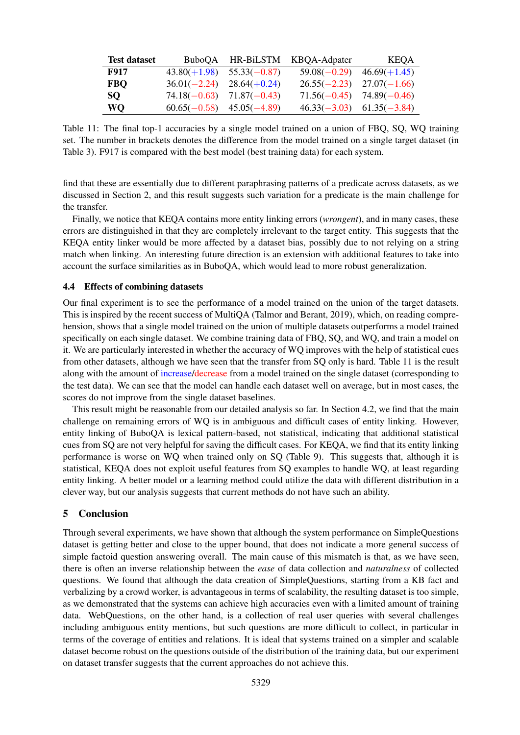| Test dataset | BuboQA | HR-BiLSTM | KBQA-Adpater | KEQA |
|---|---|---|---|---|
| **F917** | 43.80(+1.98) | 55.33(−0.87) | 59.08(−0.29) | 46.69(+1.45) |
| **FBQ** | 36.01(−2.24) | 28.64(+0.24) | 26.55(−2.23) | 27.07(−1.66) |
| **SQ** | 74.18(−0.63) | 71.87(−0.43) | 71.56(−0.45) | 74.89(−0.46) |
| **WQ** | 60.65(−0.58) | 45.05(−4.89) | 46.33(−3.03) | 61.35(−3.84) |

Table 11: The final top-1 accuracies by a single model trained on a union of FBQ, SQ, WQ training set. The number in brackets denotes the difference from the model trained on a single target dataset (in Table 3). F917 is compared with the best model (best training data) for each system.

find that these are essentially due to different paraphrasing patterns of a predicate across datasets, as we discussed in Section 2, and this result suggests such variation for a predicate is the main challenge for the transfer.

Finally, we notice that KEQA contains more entity linking errors (*wrongent*), and in many cases, these errors are distinguished in that they are completely irrelevant to the target entity. This suggests that the KEQA entity linker would be more affected by a dataset bias, possibly due to not relying on a string match when linking. An interesting future direction is an extension with additional features to take into account the surface similarities as in BuboQA, which would lead to more robust generalization.

### 4.4 Effects of combining datasets

Our final experiment is to see the performance of a model trained on the union of the target datasets. This is inspired by the recent success of MultiQA (Talmor and Berant, 2019), which, on reading comprehension, shows that a single model trained on the union of multiple datasets outperforms a model trained specifically on each single dataset. We combine training data of FBQ, SQ, and WQ, and train a model on it. We are particularly interested in whether the accuracy of WQ improves with the help of statistical cues from other datasets, although we have seen that the transfer from SQ only is hard. Table 11 is the result along with the amount of increase/decrease from a model trained on the single dataset (corresponding to the test data). We can see that the model can handle each dataset well on average, but in most cases, the scores do not improve from the single dataset baselines.

This result might be reasonable from our detailed analysis so far. In Section 4.2, we find that the main challenge on remaining errors of WQ is in ambiguous and difficult cases of entity linking. However, entity linking of BuboQA is lexical pattern-based, not statistical, indicating that additional statistical cues from SQ are not very helpful for saving the difficult cases. For KEQA, we find that its entity linking performance is worse on WQ when trained only on SQ (Table 9). This suggests that, although it is statistical, KEQA does not exploit useful features from SQ examples to handle WQ, at least regarding entity linking. A better model or a learning method could utilize the data with different distribution in a clever way, but our analysis suggests that current methods do not have such an ability.

## 5 Conclusion

Through several experiments, we have shown that although the system performance on SimpleQuestions dataset is getting better and close to the upper bound, that does not indicate a more general success of simple factoid question answering overall. The main cause of this mismatch is that, as we have seen, there is often an inverse relationship between the *ease* of data collection and *naturalness* of collected questions. We found that although the data creation of SimpleQuestions, starting from a KB fact and verbalizing by a crowd worker, is advantageous in terms of scalability, the resulting dataset is too simple, as we demonstrated that the systems can achieve high accuracies even with a limited amount of training data. WebQuestions, on the other hand, is a collection of real user queries with several challenges including ambiguous entity mentions, but such questions are more difficult to collect, in particular in terms of the coverage of entities and relations. It is ideal that systems trained on a simpler and scalable dataset become robust on the questions outside of the distribution of the training data, but our experiment on dataset transfer suggests that the current approaches do not achieve this.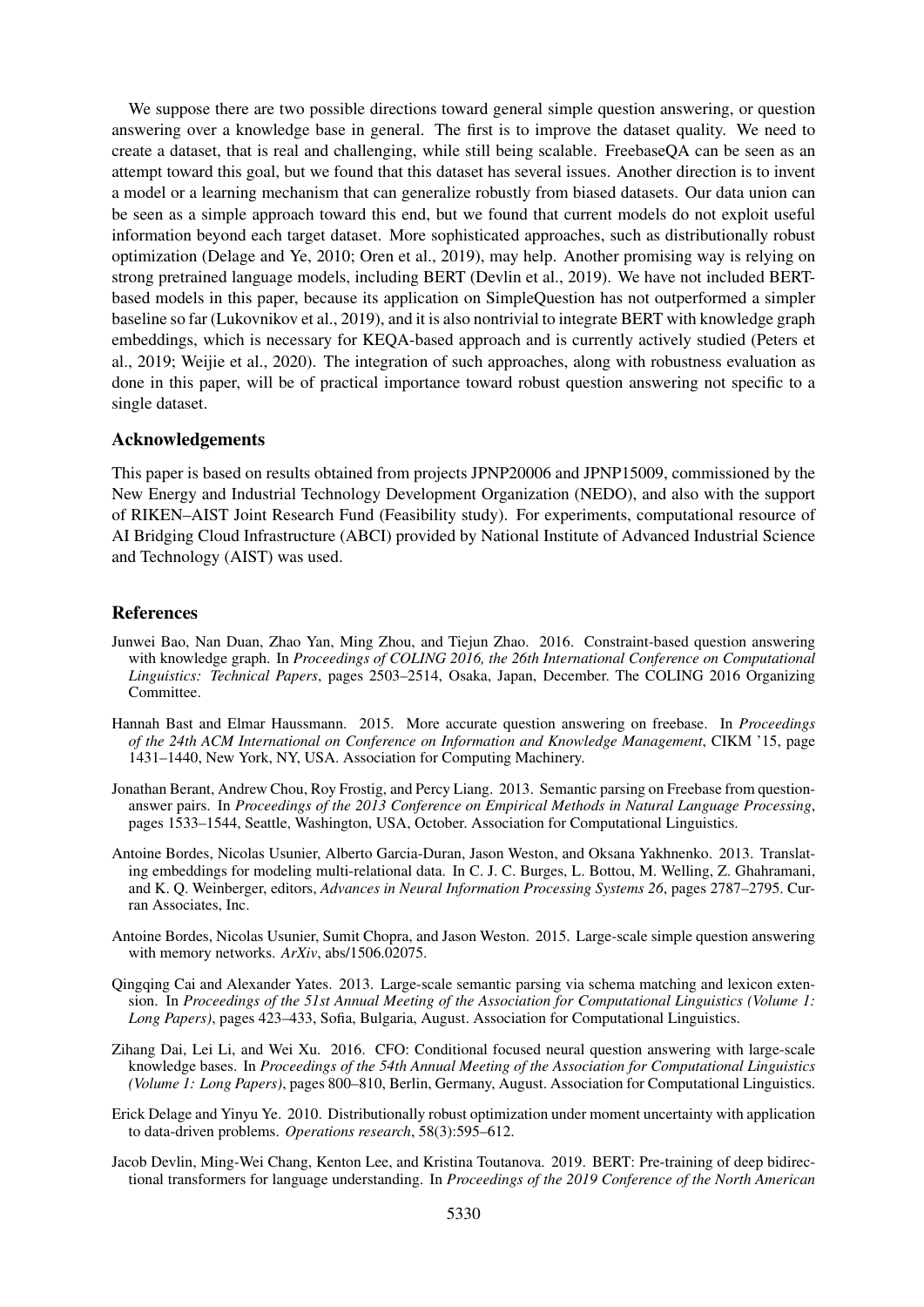We suppose there are two possible directions toward general simple question answering, or question answering over a knowledge base in general. The first is to improve the dataset quality. We need to create a dataset, that is real and challenging, while still being scalable. FreebaseQA can be seen as an attempt toward this goal, but we found that this dataset has several issues. Another direction is to invent a model or a learning mechanism that can generalize robustly from biased datasets. Our data union can be seen as a simple approach toward this end, but we found that current models do not exploit useful information beyond each target dataset. More sophisticated approaches, such as distributionally robust optimization (Delage and Ye, 2010; Oren et al., 2019), may help. Another promising way is relying on strong pretrained language models, including BERT (Devlin et al., 2019). We have not included BERT-based models in this paper, because its application on SimpleQuestion has not outperformed a simpler baseline so far (Lukovnikov et al., 2019), and it is also nontrivial to integrate BERT with knowledge graph embeddings, which is necessary for KEQA-based approach and is currently actively studied (Peters et al., 2019; Weijie et al., 2020). The integration of such approaches, along with robustness evaluation as done in this paper, will be of practical importance toward robust question answering not specific to a single dataset.

## Acknowledgements

This paper is based on results obtained from projects JPNP20006 and JPNP15009, commissioned by the New Energy and Industrial Technology Development Organization (NEDO), and also with the support of RIKEN–AIST Joint Research Fund (Feasibility study). For experiments, computational resource of AI Bridging Cloud Infrastructure (ABCI) provided by National Institute of Advanced Industrial Science and Technology (AIST) was used.

## References

Junwei Bao, Nan Duan, Zhao Yan, Ming Zhou, and Tiejun Zhao. 2016. Constraint-based question answering with knowledge graph. In *Proceedings of COLING 2016, the 26th International Conference on Computational Linguistics: Technical Papers*, pages 2503–2514, Osaka, Japan, December. The COLING 2016 Organizing Committee.

Hannah Bast and Elmar Haussmann. 2015. More accurate question answering on freebase. In *Proceedings of the 24th ACM International on Conference on Information and Knowledge Management*, CIKM '15, page 1431–1440, New York, NY, USA. Association for Computing Machinery.

Jonathan Berant, Andrew Chou, Roy Frostig, and Percy Liang. 2013. Semantic parsing on Freebase from question-answer pairs. In *Proceedings of the 2013 Conference on Empirical Methods in Natural Language Processing*, pages 1533–1544, Seattle, Washington, USA, October. Association for Computational Linguistics.

Antoine Bordes, Nicolas Usunier, Alberto Garcia-Duran, Jason Weston, and Oksana Yakhnenko. 2013. Translating embeddings for modeling multi-relational data. In C. J. C. Burges, L. Bottou, M. Welling, Z. Ghahramani, and K. Q. Weinberger, editors, *Advances in Neural Information Processing Systems 26*, pages 2787–2795. Curran Associates, Inc.

Antoine Bordes, Nicolas Usunier, Sumit Chopra, and Jason Weston. 2015. Large-scale simple question answering with memory networks. *ArXiv*, abs/1506.02075.

Qingqing Cai and Alexander Yates. 2013. Large-scale semantic parsing via schema matching and lexicon extension. In *Proceedings of the 51st Annual Meeting of the Association for Computational Linguistics (Volume 1: Long Papers)*, pages 423–433, Sofia, Bulgaria, August. Association for Computational Linguistics.

Zihang Dai, Lei Li, and Wei Xu. 2016. CFO: Conditional focused neural question answering with large-scale knowledge bases. In *Proceedings of the 54th Annual Meeting of the Association for Computational Linguistics (Volume 1: Long Papers)*, pages 800–810, Berlin, Germany, August. Association for Computational Linguistics.

Erick Delage and Yinyu Ye. 2010. Distributionally robust optimization under moment uncertainty with application to data-driven problems. *Operations research*, 58(3):595–612.

Jacob Devlin, Ming-Wei Chang, Kenton Lee, and Kristina Toutanova. 2019. BERT: Pre-training of deep bidirectional transformers for language understanding. In *Proceedings of the 2019 Conference of the North American*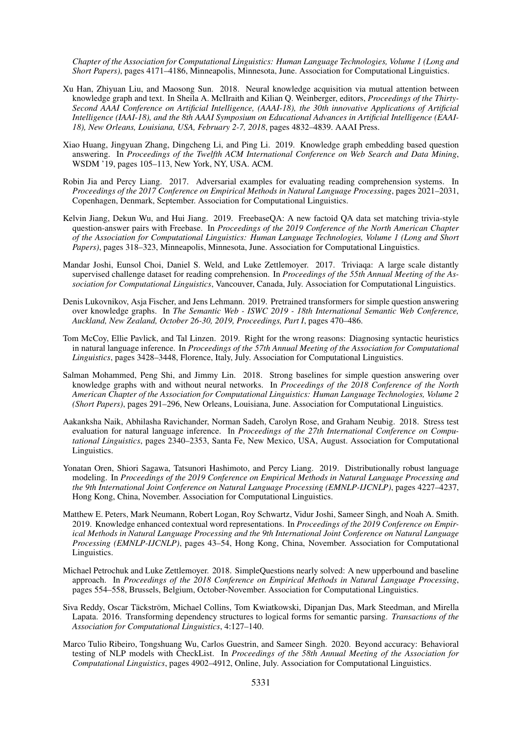*Chapter of the Association for Computational Linguistics: Human Language Technologies, Volume 1 (Long and Short Papers)*, pages 4171–4186, Minneapolis, Minnesota, June. Association for Computational Linguistics.

Xu Han, Zhiyuan Liu, and Maosong Sun. 2018. Neural knowledge acquisition via mutual attention between knowledge graph and text. In Sheila A. McIlraith and Kilian Q. Weinberger, editors, *Proceedings of the Thirty-Second AAAI Conference on Artificial Intelligence, (AAAI-18), the 30th innovative Applications of Artificial Intelligence (IAAI-18), and the 8th AAAI Symposium on Educational Advances in Artificial Intelligence (EAAI-18), New Orleans, Louisiana, USA, February 2-7, 2018*, pages 4832–4839. AAAI Press.

Xiao Huang, Jingyuan Zhang, Dingcheng Li, and Ping Li. 2019. Knowledge graph embedding based question answering. In *Proceedings of the Twelfth ACM International Conference on Web Search and Data Mining*, WSDM '19, pages 105–113, New York, NY, USA. ACM.

Robin Jia and Percy Liang. 2017. Adversarial examples for evaluating reading comprehension systems. In *Proceedings of the 2017 Conference on Empirical Methods in Natural Language Processing*, pages 2021–2031, Copenhagen, Denmark, September. Association for Computational Linguistics.

Kelvin Jiang, Dekun Wu, and Hui Jiang. 2019. FreebaseQA: A new factoid QA data set matching trivia-style question-answer pairs with Freebase. In *Proceedings of the 2019 Conference of the North American Chapter of the Association for Computational Linguistics: Human Language Technologies, Volume 1 (Long and Short Papers)*, pages 318–323, Minneapolis, Minnesota, June. Association for Computational Linguistics.

Mandar Joshi, Eunsol Choi, Daniel S. Weld, and Luke Zettlemoyer. 2017. Triviaqa: A large scale distantly supervised challenge dataset for reading comprehension. In *Proceedings of the 55th Annual Meeting of the Association for Computational Linguistics*, Vancouver, Canada, July. Association for Computational Linguistics.

Denis Lukovnikov, Asja Fischer, and Jens Lehmann. 2019. Pretrained transformers for simple question answering over knowledge graphs. In *The Semantic Web - ISWC 2019 - 18th International Semantic Web Conference, Auckland, New Zealand, October 26-30, 2019, Proceedings, Part I*, pages 470–486.

Tom McCoy, Ellie Pavlick, and Tal Linzen. 2019. Right for the wrong reasons: Diagnosing syntactic heuristics in natural language inference. In *Proceedings of the 57th Annual Meeting of the Association for Computational Linguistics*, pages 3428–3448, Florence, Italy, July. Association for Computational Linguistics.

Salman Mohammed, Peng Shi, and Jimmy Lin. 2018. Strong baselines for simple question answering over knowledge graphs with and without neural networks. In *Proceedings of the 2018 Conference of the North American Chapter of the Association for Computational Linguistics: Human Language Technologies, Volume 2 (Short Papers)*, pages 291–296, New Orleans, Louisiana, June. Association for Computational Linguistics.

Aakanksha Naik, Abhilasha Ravichander, Norman Sadeh, Carolyn Rose, and Graham Neubig. 2018. Stress test evaluation for natural language inference. In *Proceedings of the 27th International Conference on Computational Linguistics*, pages 2340–2353, Santa Fe, New Mexico, USA, August. Association for Computational Linguistics.

Yonatan Oren, Shiori Sagawa, Tatsunori Hashimoto, and Percy Liang. 2019. Distributionally robust language modeling. In *Proceedings of the 2019 Conference on Empirical Methods in Natural Language Processing and the 9th International Joint Conference on Natural Language Processing (EMNLP-IJCNLP)*, pages 4227–4237, Hong Kong, China, November. Association for Computational Linguistics.

Matthew E. Peters, Mark Neumann, Robert Logan, Roy Schwartz, Vidur Joshi, Sameer Singh, and Noah A. Smith. 2019. Knowledge enhanced contextual word representations. In *Proceedings of the 2019 Conference on Empirical Methods in Natural Language Processing and the 9th International Joint Conference on Natural Language Processing (EMNLP-IJCNLP)*, pages 43–54, Hong Kong, China, November. Association for Computational Linguistics.

Michael Petrochuk and Luke Zettlemoyer. 2018. SimpleQuestions nearly solved: A new upperbound and baseline approach. In *Proceedings of the 2018 Conference on Empirical Methods in Natural Language Processing*, pages 554–558, Brussels, Belgium, October-November. Association for Computational Linguistics.

Siva Reddy, Oscar Täckström, Michael Collins, Tom Kwiatkowski, Dipanjan Das, Mark Steedman, and Mirella Lapata. 2016. Transforming dependency structures to logical forms for semantic parsing. *Transactions of the Association for Computational Linguistics*, 4:127–140.

Marco Tulio Ribeiro, Tongshuang Wu, Carlos Guestrin, and Sameer Singh. 2020. Beyond accuracy: Behavioral testing of NLP models with CheckList. In *Proceedings of the 58th Annual Meeting of the Association for Computational Linguistics*, pages 4902–4912, Online, July. Association for Computational Linguistics.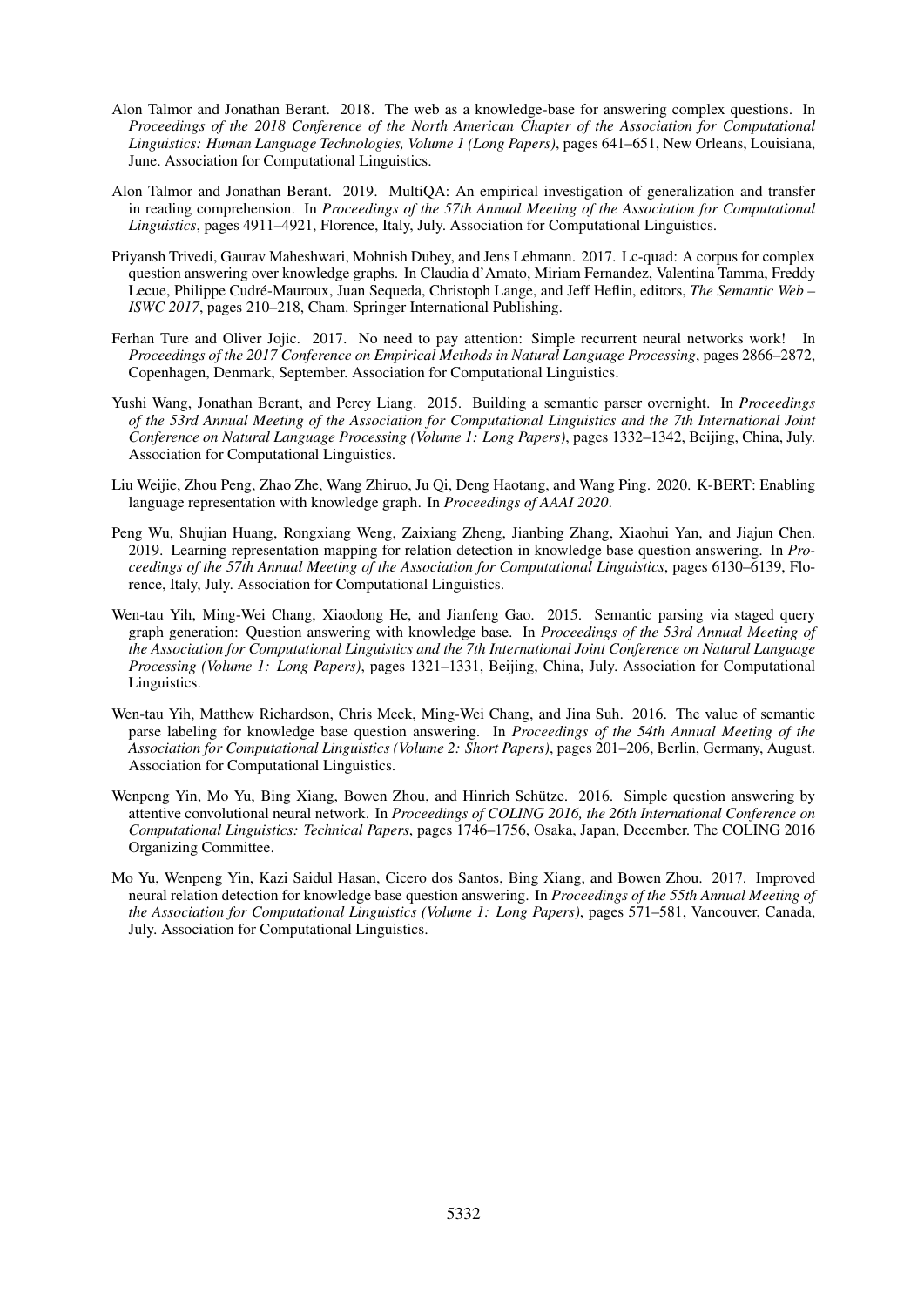Alon Talmor and Jonathan Berant. 2018. The web as a knowledge-base for answering complex questions. In *Proceedings of the 2018 Conference of the North American Chapter of the Association for Computational Linguistics: Human Language Technologies, Volume 1 (Long Papers)*, pages 641–651, New Orleans, Louisiana, June. Association for Computational Linguistics.

Alon Talmor and Jonathan Berant. 2019. MultiQA: An empirical investigation of generalization and transfer in reading comprehension. In *Proceedings of the 57th Annual Meeting of the Association for Computational Linguistics*, pages 4911–4921, Florence, Italy, July. Association for Computational Linguistics.

Priyansh Trivedi, Gaurav Maheshwari, Mohnish Dubey, and Jens Lehmann. 2017. Lc-quad: A corpus for complex question answering over knowledge graphs. In Claudia d'Amato, Miriam Fernandez, Valentina Tamma, Freddy Lecue, Philippe Cudré-Mauroux, Juan Sequeda, Christoph Lange, and Jeff Heflin, editors, *The Semantic Web – ISWC 2017*, pages 210–218, Cham. Springer International Publishing.

Ferhan Ture and Oliver Jojic. 2017. No need to pay attention: Simple recurrent neural networks work! In *Proceedings of the 2017 Conference on Empirical Methods in Natural Language Processing*, pages 2866–2872, Copenhagen, Denmark, September. Association for Computational Linguistics.

Yushi Wang, Jonathan Berant, and Percy Liang. 2015. Building a semantic parser overnight. In *Proceedings of the 53rd Annual Meeting of the Association for Computational Linguistics and the 7th International Joint Conference on Natural Language Processing (Volume 1: Long Papers)*, pages 1332–1342, Beijing, China, July. Association for Computational Linguistics.

Liu Weijie, Zhou Peng, Zhao Zhe, Wang Zhiruo, Ju Qi, Deng Haotang, and Wang Ping. 2020. K-BERT: Enabling language representation with knowledge graph. In *Proceedings of AAAI 2020*.

Peng Wu, Shujian Huang, Rongxiang Weng, Zaixiang Zheng, Jianbing Zhang, Xiaohui Yan, and Jiajun Chen. 2019. Learning representation mapping for relation detection in knowledge base question answering. In *Proceedings of the 57th Annual Meeting of the Association for Computational Linguistics*, pages 6130–6139, Florence, Italy, July. Association for Computational Linguistics.

Wen-tau Yih, Ming-Wei Chang, Xiaodong He, and Jianfeng Gao. 2015. Semantic parsing via staged query graph generation: Question answering with knowledge base. In *Proceedings of the 53rd Annual Meeting of the Association for Computational Linguistics and the 7th International Joint Conference on Natural Language Processing (Volume 1: Long Papers)*, pages 1321–1331, Beijing, China, July. Association for Computational Linguistics.

Wen-tau Yih, Matthew Richardson, Chris Meek, Ming-Wei Chang, and Jina Suh. 2016. The value of semantic parse labeling for knowledge base question answering. In *Proceedings of the 54th Annual Meeting of the Association for Computational Linguistics (Volume 2: Short Papers)*, pages 201–206, Berlin, Germany, August. Association for Computational Linguistics.

Wenpeng Yin, Mo Yu, Bing Xiang, Bowen Zhou, and Hinrich Schütze. 2016. Simple question answering by attentive convolutional neural network. In *Proceedings of COLING 2016, the 26th International Conference on Computational Linguistics: Technical Papers*, pages 1746–1756, Osaka, Japan, December. The COLING 2016 Organizing Committee.

Mo Yu, Wenpeng Yin, Kazi Saidul Hasan, Cicero dos Santos, Bing Xiang, and Bowen Zhou. 2017. Improved neural relation detection for knowledge base question answering. In *Proceedings of the 55th Annual Meeting of the Association for Computational Linguistics (Volume 1: Long Papers)*, pages 571–581, Vancouver, Canada, July. Association for Computational Linguistics.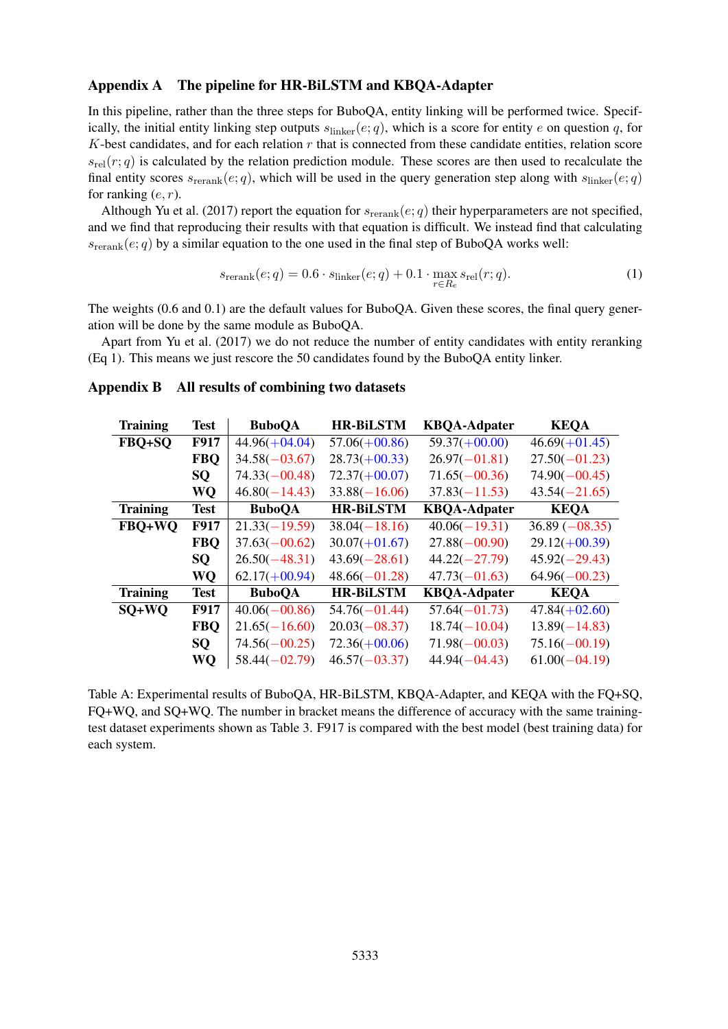## Appendix A  The pipeline for HR-BiLSTM and KBQA-Adapter

In this pipeline, rather than the three steps for BuboQA, entity linking will be performed twice. Specifically, the initial entity linking step outputs $s_{\text{linker}}(e;q)$, which is a score for entity $e$ on question $q$, for $K$-best candidates, and for each relation $r$ that is connected from these candidate entities, relation score $s_{\text{rel}}(r;q)$ is calculated by the relation prediction module. These scores are then used to recalculate the final entity scores $s_{\text{rerank}}(e;q)$, which will be used in the query generation step along with $s_{\text{linker}}(e;q)$ for ranking $(e,r)$.

Although Yu et al. (2017) report the equation for $s_{\text{rerank}}(e;q)$ their hyperparameters are not specified, and we find that reproducing their results with that equation is difficult. We instead find that calculating $s_{\text{rerank}}(e;q)$ by a similar equation to the one used in the final step of BuboQA works well:

$$s_{\text{rerank}}(e;q) = 0.6 \cdot s_{\text{linker}}(e;q) + 0.1 \cdot \max_{r \in R_e} s_{\text{rel}}(r;q). \tag{1}$$

The weights (0.6 and 0.1) are the default values for BuboQA. Given these scores, the final query generation will be done by the same module as BuboQA.

Apart from Yu et al. (2017) we do not reduce the number of entity candidates with entity reranking (Eq 1). This means we just rescore the 50 candidates found by the BuboQA entity linker.

## Appendix B  All results of combining two datasets

| Training | Test | BuboQA | HR-BiLSTM | KBQA-Adpater | KEQA |
|---|---|---|---|---|---|
| FBQ+SQ | F917 | 44.96(+04.04) | 57.06(+00.86) | 59.37(+00.00) | 46.69(+01.45) |
| | FBQ | 34.58(−03.67) | 28.73(+00.33) | 26.97(−01.81) | 27.50(−01.23) |
| | SQ | 74.33(−00.48) | 72.37(+00.07) | 71.65(−00.36) | 74.90(−00.45) |
| | WQ | 46.80(−14.43) | 33.88(−16.06) | 37.83(−11.53) | 43.54(−21.65) |
| **Training** | **Test** | **BuboQA** | **HR-BiLSTM** | **KBQA-Adpater** | **KEQA** |
| FBQ+WQ | F917 | 21.33(−19.59) | 38.04(−18.16) | 40.06(−19.31) | 36.89 (−08.35) |
| | FBQ | 37.63(−00.62) | 30.07(+01.67) | 27.88(−00.90) | 29.12(+00.39) |
| | SQ | 26.50(−48.31) | 43.69(−28.61) | 44.22(−27.79) | 45.92(−29.43) |
| | WQ | 62.17(+00.94) | 48.66(−01.28) | 47.73(−01.63) | 64.96(−00.23) |
| **Training** | **Test** | **BuboQA** | **HR-BiLSTM** | **KBQA-Adpater** | **KEQA** |
| SQ+WQ | F917 | 40.06(−00.86) | 54.76(−01.44) | 57.64(−01.73) | 47.84(+02.60) |
| | FBQ | 21.65(−16.60) | 20.03(−08.37) | 18.74(−10.04) | 13.89(−14.83) |
| | SQ | 74.56(−00.25) | 72.36(+00.06) | 71.98(−00.03) | 75.16(−00.19) |
| | WQ | 58.44(−02.79) | 46.57(−03.37) | 44.94(−04.43) | 61.00(−04.19) |

Table A: Experimental results of BuboQA, HR-BiLSTM, KBQA-Adapter, and KEQA with the FQ+SQ, FQ+WQ, and SQ+WQ. The number in bracket means the difference of accuracy with the same training-test dataset experiments shown as Table 3. F917 is compared with the best model (best training data) for each system.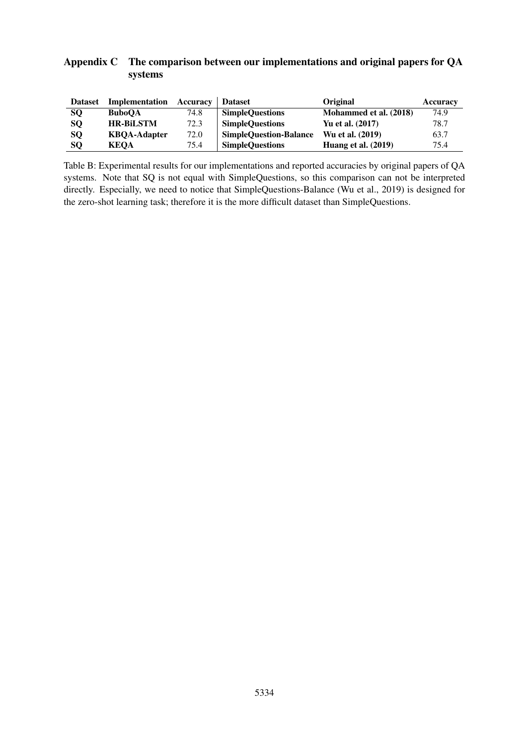## Appendix C  The comparison between our implementations and original papers for QA systems

| Dataset | Implementation | Accuracy | Dataset | Original | Accuracy |
|---|---|---|---|---|---|
| **SQ** | **BuboQA** | 74.8 | **SimpleQuestions** | **Mohammed et al. (2018)** | 74.9 |
| **SQ** | **HR-BiLSTM** | 72.3 | **SimpleQuestions** | **Yu et al. (2017)** | 78.7 |
| **SQ** | **KBQA-Adapter** | 72.0 | **SimpleQuestion-Balance** | **Wu et al. (2019)** | 63.7 |
| **SQ** | **KEQA** | 75.4 | **SimpleQuestions** | **Huang et al. (2019)** | 75.4 |

Table B: Experimental results for our implementations and reported accuracies by original papers of QA systems. Note that SQ is not equal with SimpleQuestions, so this comparison can not be interpreted directly. Especially, we need to notice that SimpleQuestions-Balance (Wu et al., 2019) is designed for the zero-shot learning task; therefore it is the more difficult dataset than SimpleQuestions.